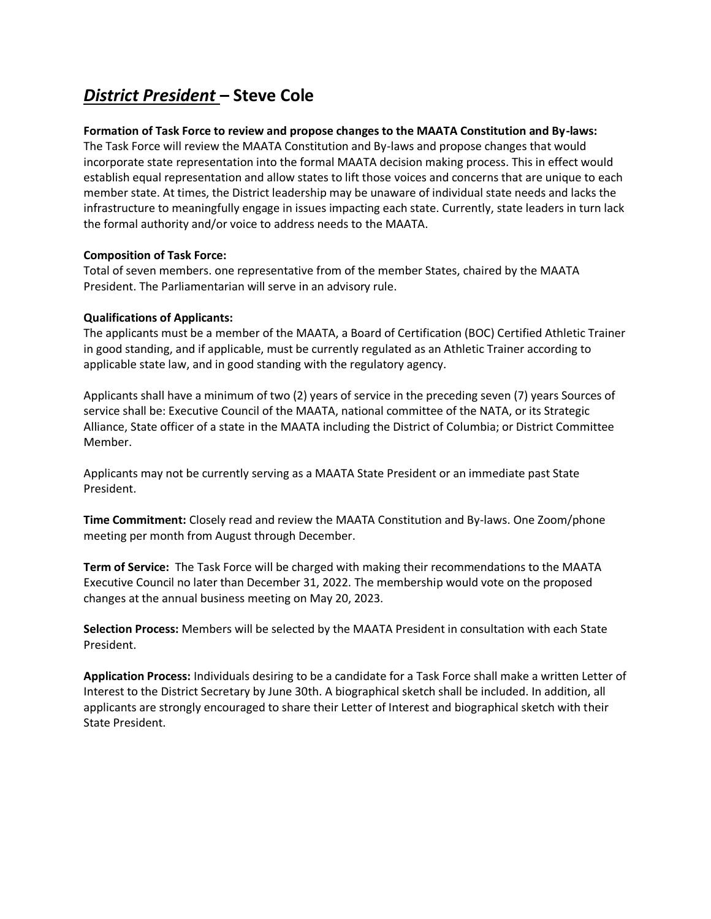# ***District President*** – Steve Cole

**Formation of Task Force to review and propose changes to the MAATA Constitution and By-laws:**
The Task Force will review the MAATA Constitution and By-laws and propose changes that would incorporate state representation into the formal MAATA decision making process. This in effect would establish equal representation and allow states to lift those voices and concerns that are unique to each member state. At times, the District leadership may be unaware of individual state needs and lacks the infrastructure to meaningfully engage in issues impacting each state. Currently, state leaders in turn lack the formal authority and/or voice to address needs to the MAATA.

**Composition of Task Force:**
Total of seven members. one representative from of the member States, chaired by the MAATA President. The Parliamentarian will serve in an advisory rule.

**Qualifications of Applicants:**
The applicants must be a member of the MAATA, a Board of Certification (BOC) Certified Athletic Trainer in good standing, and if applicable, must be currently regulated as an Athletic Trainer according to applicable state law, and in good standing with the regulatory agency.

Applicants shall have a minimum of two (2) years of service in the preceding seven (7) years Sources of service shall be: Executive Council of the MAATA, national committee of the NATA, or its Strategic Alliance, State officer of a state in the MAATA including the District of Columbia; or District Committee Member.

Applicants may not be currently serving as a MAATA State President or an immediate past State President.

**Time Commitment:** Closely read and review the MAATA Constitution and By-laws. One Zoom/phone meeting per month from August through December.

**Term of Service:** The Task Force will be charged with making their recommendations to the MAATA Executive Council no later than December 31, 2022. The membership would vote on the proposed changes at the annual business meeting on May 20, 2023.

**Selection Process:** Members will be selected by the MAATA President in consultation with each State President.

**Application Process:** Individuals desiring to be a candidate for a Task Force shall make a written Letter of Interest to the District Secretary by June 30th. A biographical sketch shall be included. In addition, all applicants are strongly encouraged to share their Letter of Interest and biographical sketch with their State President.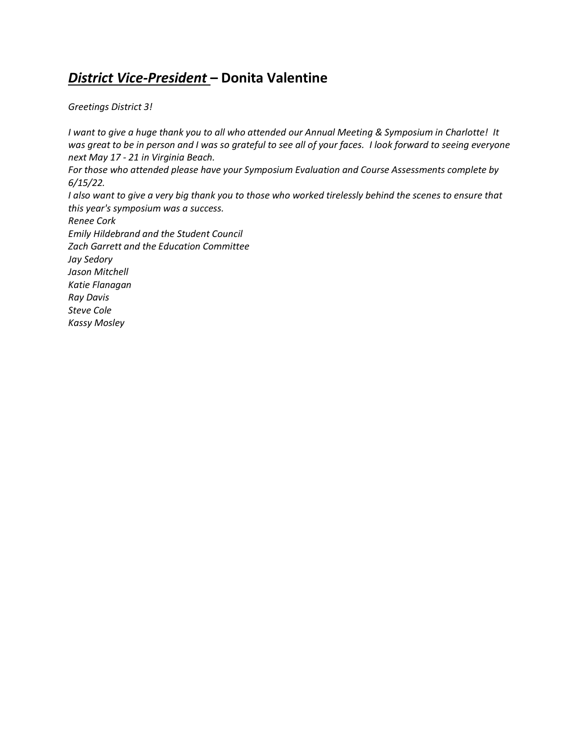## ***District Vice-President*** – Donita Valentine

*Greetings District 3!*

*I want to give a huge thank you to all who attended our Annual Meeting & Symposium in Charlotte! It was great to be in person and I was so grateful to see all of your faces. I look forward to seeing everyone next May 17 - 21 in Virginia Beach.*

*For those who attended please have your Symposium Evaluation and Course Assessments complete by 6/15/22.*

*I also want to give a very big thank you to those who worked tirelessly behind the scenes to ensure that this year's symposium was a success.*

*Renee Cork*
*Emily Hildebrand and the Student Council*
*Zach Garrett and the Education Committee*
*Jay Sedory*
*Jason Mitchell*
*Katie Flanagan*
*Ray Davis*
*Steve Cole*
*Kassy Mosley*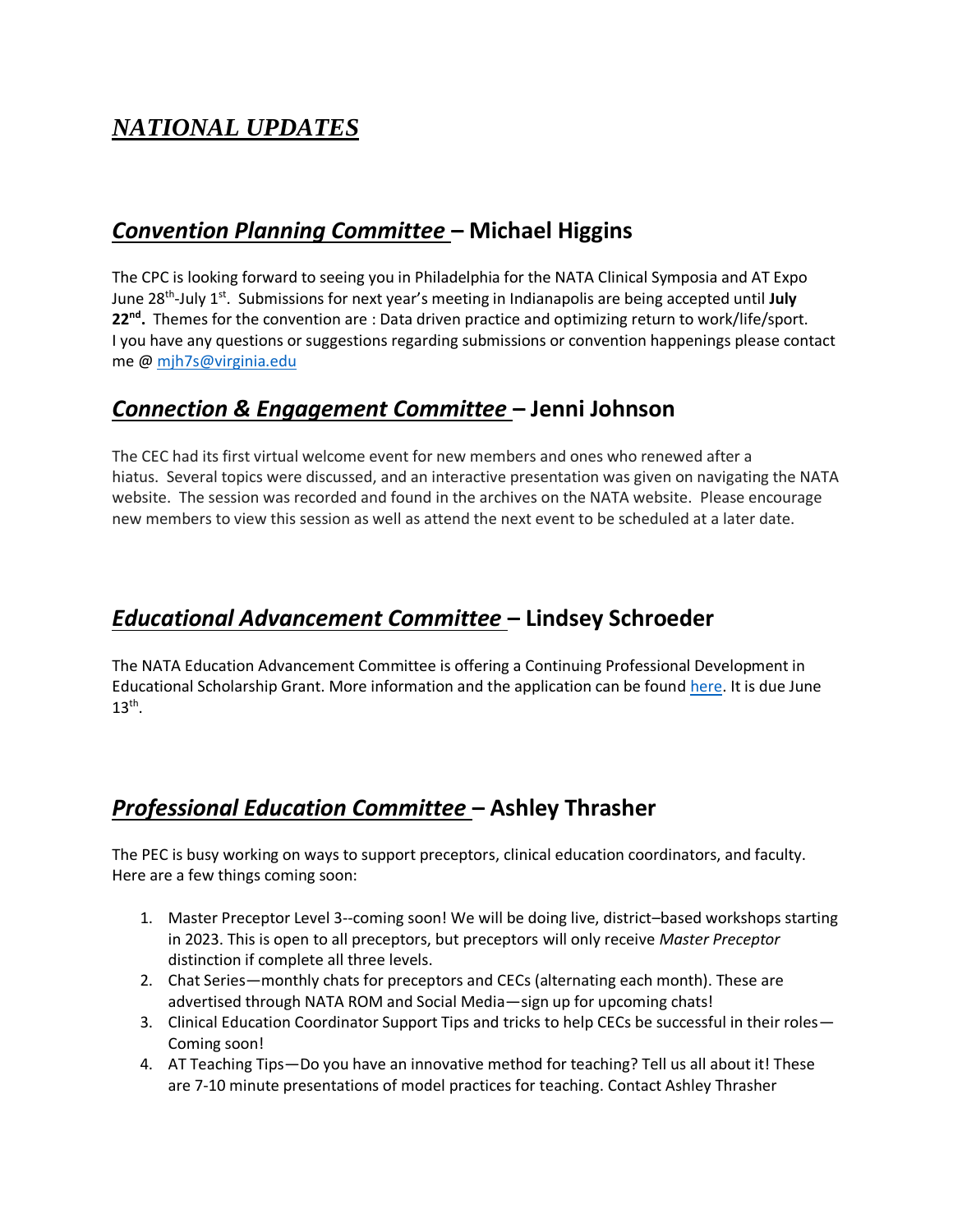# *NATIONAL UPDATES*

## ***Convention Planning Committee*** **– Michael Higgins**

The CPC is looking forward to seeing you in Philadelphia for the NATA Clinical Symposia and AT Expo June 28th-July 1st. Submissions for next year's meeting in Indianapolis are being accepted until **July 22nd.** Themes for the convention are : Data driven practice and optimizing return to work/life/sport. I you have any questions or suggestions regarding submissions or convention happenings please contact me @ mjh7s@virginia.edu

## ***Connection & Engagement Committee*** **– Jenni Johnson**

The CEC had its first virtual welcome event for new members and ones who renewed after a hiatus. Several topics were discussed, and an interactive presentation was given on navigating the NATA website. The session was recorded and found in the archives on the NATA website. Please encourage new members to view this session as well as attend the next event to be scheduled at a later date.

## ***Educational Advancement Committee*** **– Lindsey Schroeder**

The NATA Education Advancement Committee is offering a Continuing Professional Development in Educational Scholarship Grant. More information and the application can be found here. It is due June 13th.

## ***Professional Education Committee*** **– Ashley Thrasher**

The PEC is busy working on ways to support preceptors, clinical education coordinators, and faculty. Here are a few things coming soon:

1. Master Preceptor Level 3--coming soon! We will be doing live, district–based workshops starting in 2023. This is open to all preceptors, but preceptors will only receive *Master Preceptor* distinction if complete all three levels.
2. Chat Series—monthly chats for preceptors and CECs (alternating each month). These are advertised through NATA ROM and Social Media—sign up for upcoming chats!
3. Clinical Education Coordinator Support Tips and tricks to help CECs be successful in their roles—Coming soon!
4. AT Teaching Tips—Do you have an innovative method for teaching? Tell us all about it! These are 7-10 minute presentations of model practices for teaching. Contact Ashley Thrasher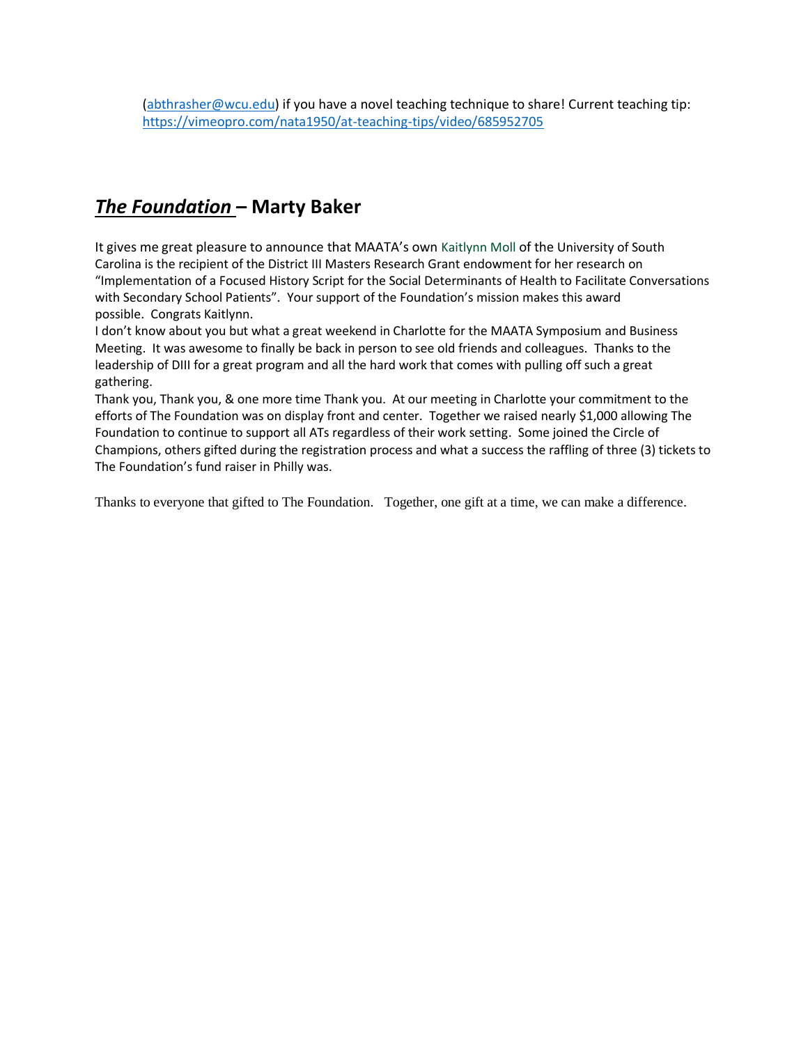([abthrasher@wcu.edu](mailto:abthrasher@wcu.edu)) if you have a novel teaching technique to share! Current teaching tip: [https://vimeopro.com/nata1950/at-teaching-tips/video/685952705](https://vimeopro.com/nata1950/at-teaching-tips/video/685952705)

## ***The Foundation*** – Marty Baker

It gives me great pleasure to announce that MAATA's own Kaitlynn Moll of the University of South Carolina is the recipient of the District III Masters Research Grant endowment for her research on "Implementation of a Focused History Script for the Social Determinants of Health to Facilitate Conversations with Secondary School Patients". Your support of the Foundation's mission makes this award possible. Congrats Kaitlynn.

I don't know about you but what a great weekend in Charlotte for the MAATA Symposium and Business Meeting. It was awesome to finally be back in person to see old friends and colleagues. Thanks to the leadership of DIII for a great program and all the hard work that comes with pulling off such a great gathering.

Thank you, Thank you, & one more time Thank you. At our meeting in Charlotte your commitment to the efforts of The Foundation was on display front and center. Together we raised nearly $1,000 allowing The Foundation to continue to support all ATs regardless of their work setting. Some joined the Circle of Champions, others gifted during the registration process and what a success the raffling of three (3) tickets to The Foundation's fund raiser in Philly was.

Thanks to everyone that gifted to The Foundation. Together, one gift at a time, we can make a difference.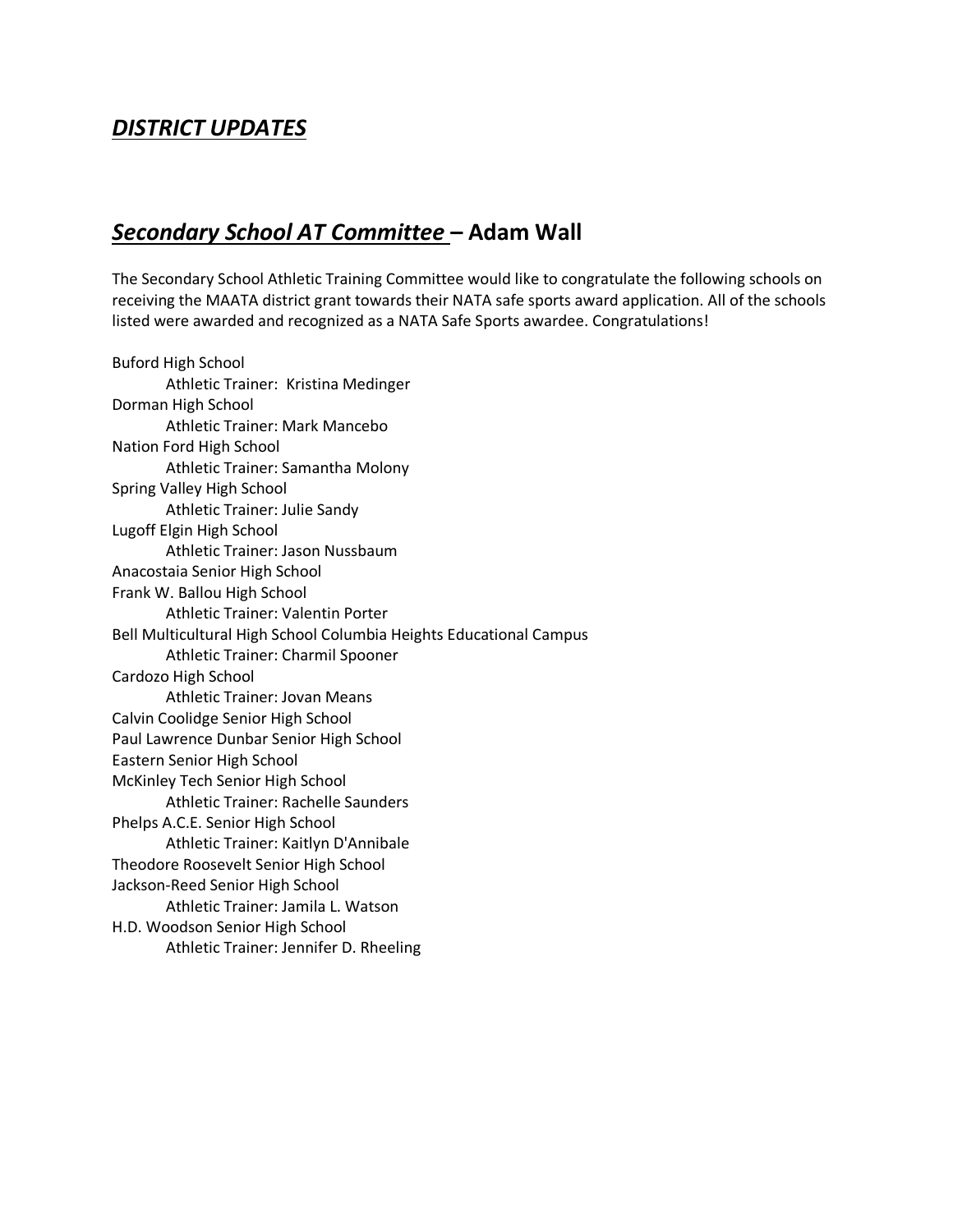## ***DISTRICT UPDATES***

## ***Secondary School AT Committee*** **– Adam Wall**

The Secondary School Athletic Training Committee would like to congratulate the following schools on receiving the MAATA district grant towards their NATA safe sports award application. All of the schools listed were awarded and recognized as a NATA Safe Sports awardee. Congratulations!

Buford High School
  Athletic Trainer: Kristina Medinger
Dorman High School
  Athletic Trainer: Mark Mancebo
Nation Ford High School
  Athletic Trainer: Samantha Molony
Spring Valley High School
  Athletic Trainer: Julie Sandy
Lugoff Elgin High School
  Athletic Trainer: Jason Nussbaum
Anacostaia Senior High School
Frank W. Ballou High School
  Athletic Trainer: Valentin Porter
Bell Multicultural High School Columbia Heights Educational Campus
  Athletic Trainer: Charmil Spooner
Cardozo High School
  Athletic Trainer: Jovan Means
Calvin Coolidge Senior High School
Paul Lawrence Dunbar Senior High School
Eastern Senior High School
McKinley Tech Senior High School
  Athletic Trainer: Rachelle Saunders
Phelps A.C.E. Senior High School
  Athletic Trainer: Kaitlyn D'Annibale
Theodore Roosevelt Senior High School
Jackson-Reed Senior High School
  Athletic Trainer: Jamila L. Watson
H.D. Woodson Senior High School
  Athletic Trainer: Jennifer D. Rheeling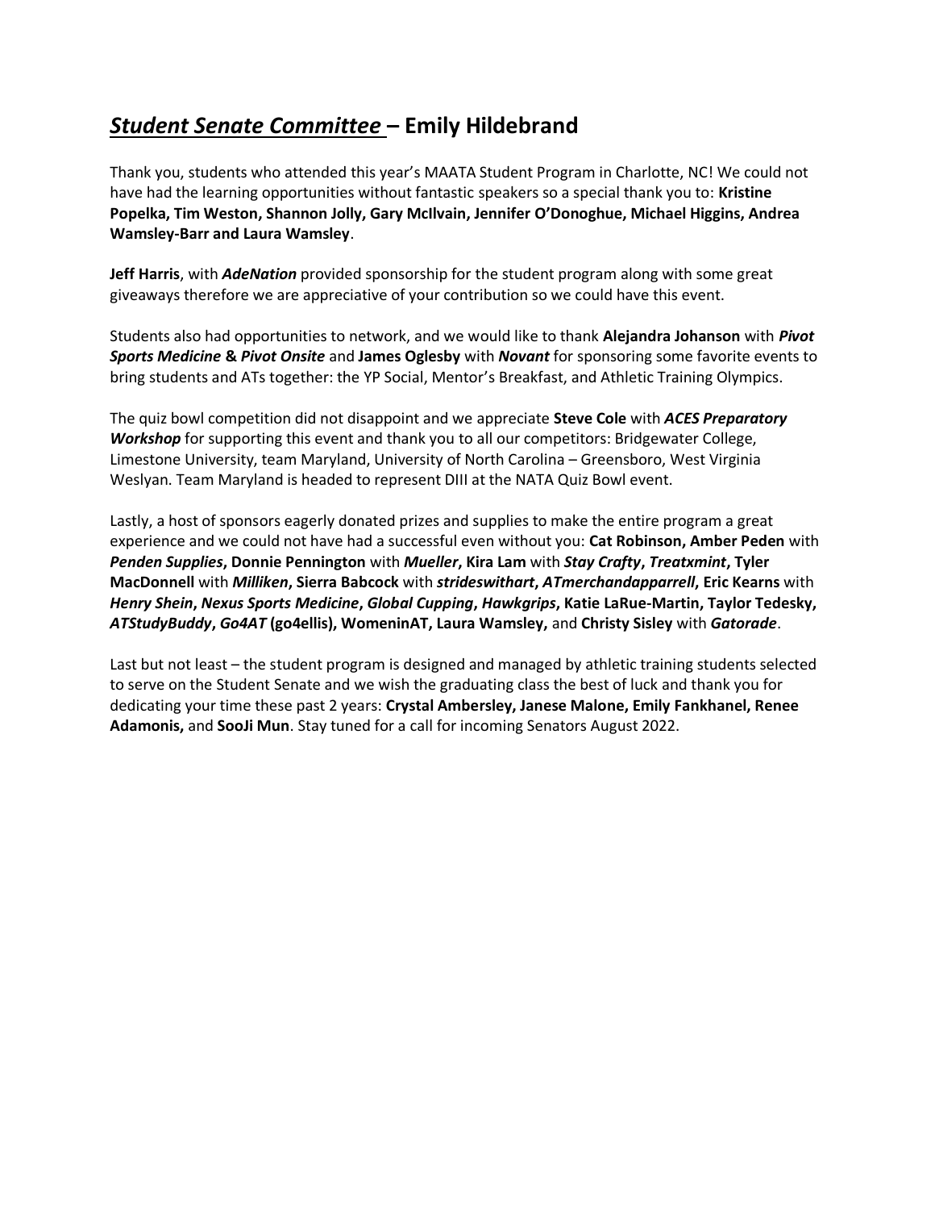## ***Student Senate Committee*** – **Emily Hildebrand**

Thank you, students who attended this year's MAATA Student Program in Charlotte, NC! We could not have had the learning opportunities without fantastic speakers so a special thank you to: **Kristine Popelka, Tim Weston, Shannon Jolly, Gary McIlvain, Jennifer O'Donoghue, Michael Higgins, Andrea Wamsley-Barr and Laura Wamsley**.

**Jeff Harris**, with ***AdeNation*** provided sponsorship for the student program along with some great giveaways therefore we are appreciative of your contribution so we could have this event.

Students also had opportunities to network, and we would like to thank **Alejandra Johanson** with ***Pivot Sports Medicine* & *Pivot Onsite*** and **James Oglesby** with ***Novant*** for sponsoring some favorite events to bring students and ATs together: the YP Social, Mentor's Breakfast, and Athletic Training Olympics.

The quiz bowl competition did not disappoint and we appreciate **Steve Cole** with ***ACES Preparatory Workshop*** for supporting this event and thank you to all our competitors: Bridgewater College, Limestone University, team Maryland, University of North Carolina – Greensboro, West Virginia Weslyan. Team Maryland is headed to represent DIII at the NATA Quiz Bowl event.

Lastly, a host of sponsors eagerly donated prizes and supplies to make the entire program a great experience and we could not have had a successful even without you: **Cat Robinson, Amber Peden** with ***Penden Supplies*, Donnie Pennington** with ***Mueller*, Kira Lam** with ***Stay Crafty*, *Treatxmint*, Tyler MacDonnell** with ***Milliken*, Sierra Babcock** with ***strideswithart*, *ATmerchandapparrell*, Eric Kearns** with ***Henry Shein*, *Nexus Sports Medicine*, *Global Cupping*, *Hawkgrips*, Katie LaRue-Martin, Taylor Tedesky, *ATStudyBuddy*, *Go4AT* (go4ellis), WomeninAT, Laura Wamsley,** and **Christy Sisley** with ***Gatorade***.

Last but not least – the student program is designed and managed by athletic training students selected to serve on the Student Senate and we wish the graduating class the best of luck and thank you for dedicating your time these past 2 years: **Crystal Ambersley, Janese Malone, Emily Fankhanel, Renee Adamonis,** and **SooJi Mun**. Stay tuned for a call for incoming Senators August 2022.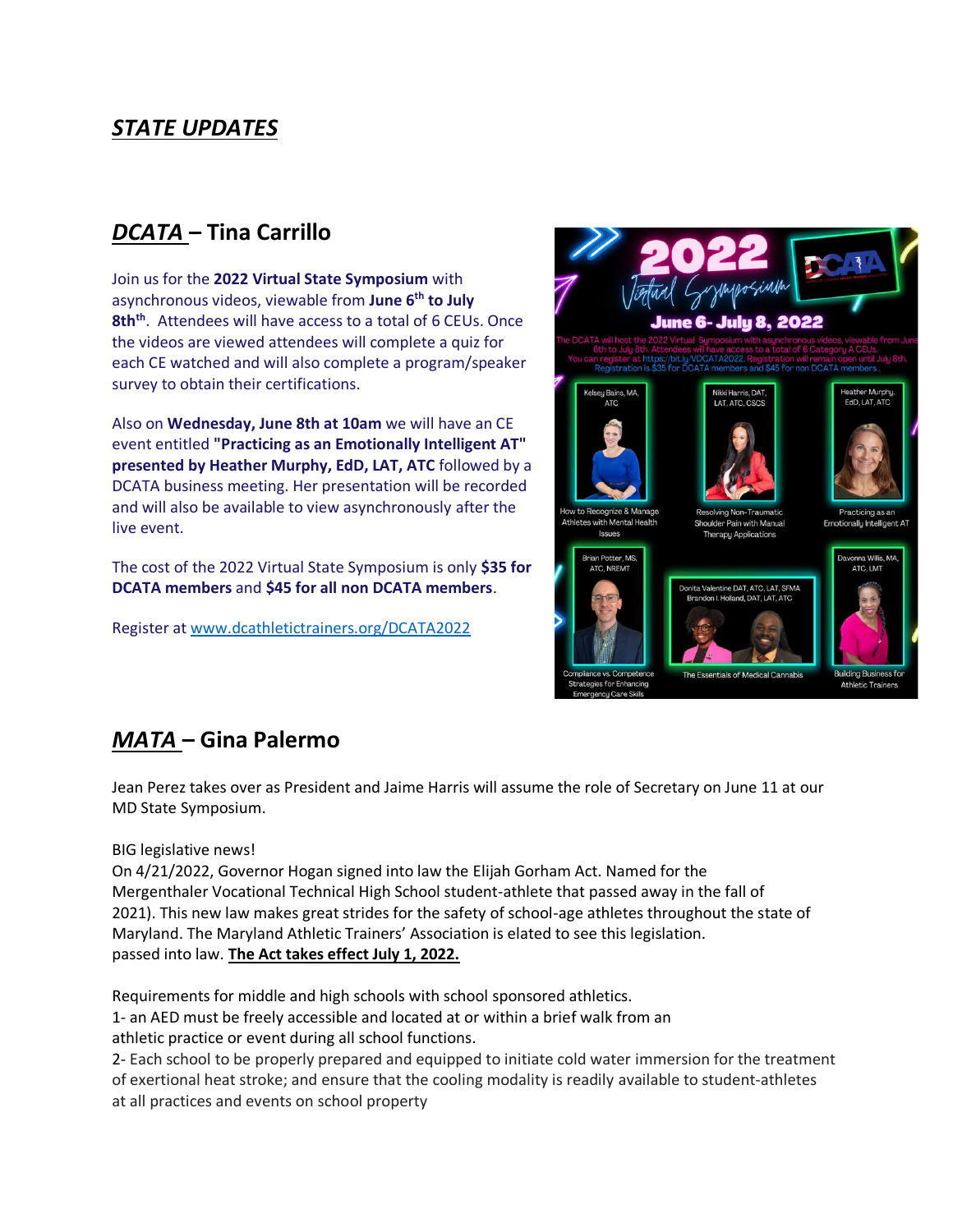## *STATE UPDATES*

## *DCATA* – Tina Carrillo

Join us for the **2022 Virtual State Symposium** with asynchronous videos, viewable from **June 6th to July 8th**. Attendees will have access to a total of 6 CEUs. Once the videos are viewed attendees will complete a quiz for each CE watched and will also complete a program/speaker survey to obtain their certifications.

Also on **Wednesday, June 8th at 10am** we will have an CE event entitled **"Practicing as an Emotionally Intelligent AT" presented by Heather Murphy, EdD, LAT, ATC** followed by a DCATA business meeting. Her presentation will be recorded and will also be available to view asynchronously after the live event.

The cost of the 2022 Virtual State Symposium is only **$35 for DCATA members** and **$45 for all non DCATA members**.

Register at www.dcathletictrainers.org/DCATA2022

## *MATA* – Gina Palermo

Jean Perez takes over as President and Jaime Harris will assume the role of Secretary on June 11 at our MD State Symposium.

BIG legislative news!
On 4/21/2022, Governor Hogan signed into law the Elijah Gorham Act. Named for the Mergenthaler Vocational Technical High School student-athlete that passed away in the fall of 2021). This new law makes great strides for the safety of school-age athletes throughout the state of Maryland. The Maryland Athletic Trainers' Association is elated to see this legislation. passed into law. **The Act takes effect July 1, 2022.**

Requirements for middle and high schools with school sponsored athletics.
1- an AED must be freely accessible and located at or within a brief walk from an athletic practice or event during all school functions.
2- Each school to be properly prepared and equipped to initiate cold water immersion for the treatment of exertional heat stroke; and ensure that the cooling modality is readily available to student-athletes at all practices and events on school property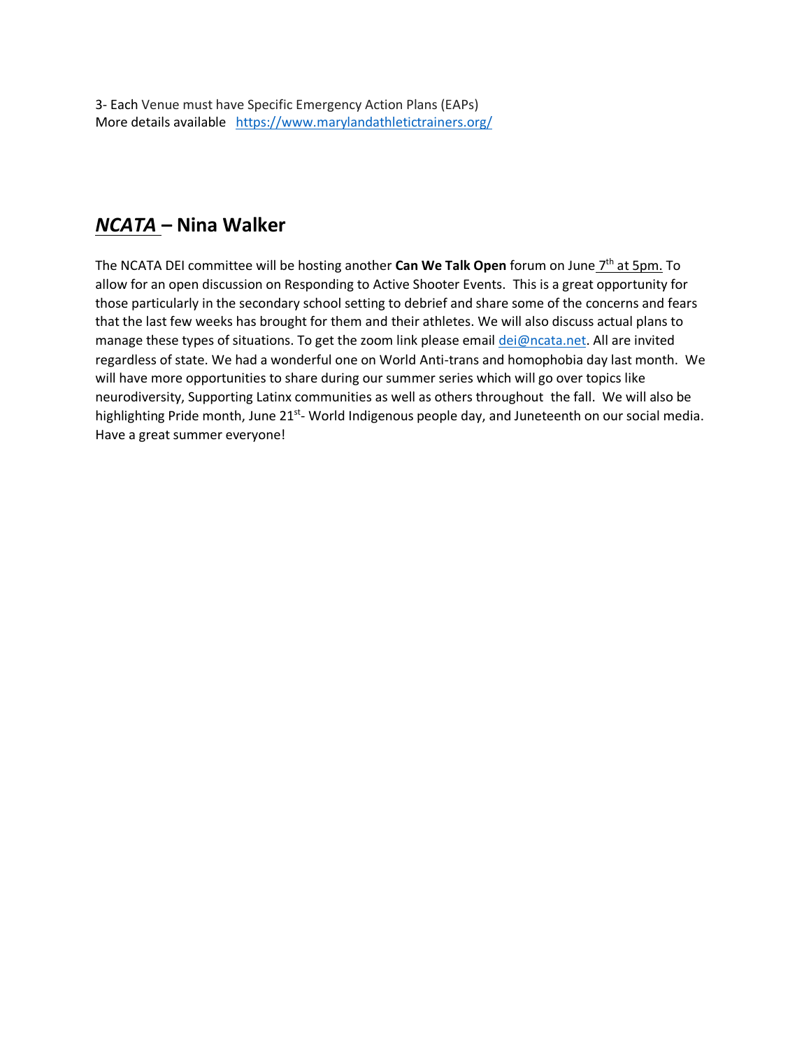3- Each Venue must have Specific Emergency Action Plans (EAPs)
More details available https://www.marylandathletictrainers.org/

## ***NCATA*** – Nina Walker

The NCATA DEI committee will be hosting another **Can We Talk Open** forum on June 7th at 5pm. To allow for an open discussion on Responding to Active Shooter Events. This is a great opportunity for those particularly in the secondary school setting to debrief and share some of the concerns and fears that the last few weeks has brought for them and their athletes. We will also discuss actual plans to manage these types of situations. To get the zoom link please email dei@ncata.net. All are invited regardless of state. We had a wonderful one on World Anti-trans and homophobia day last month. We will have more opportunities to share during our summer series which will go over topics like neurodiversity, Supporting Latinx communities as well as others throughout the fall. We will also be highlighting Pride month, June 21st- World Indigenous people day, and Juneteenth on our social media. Have a great summer everyone!